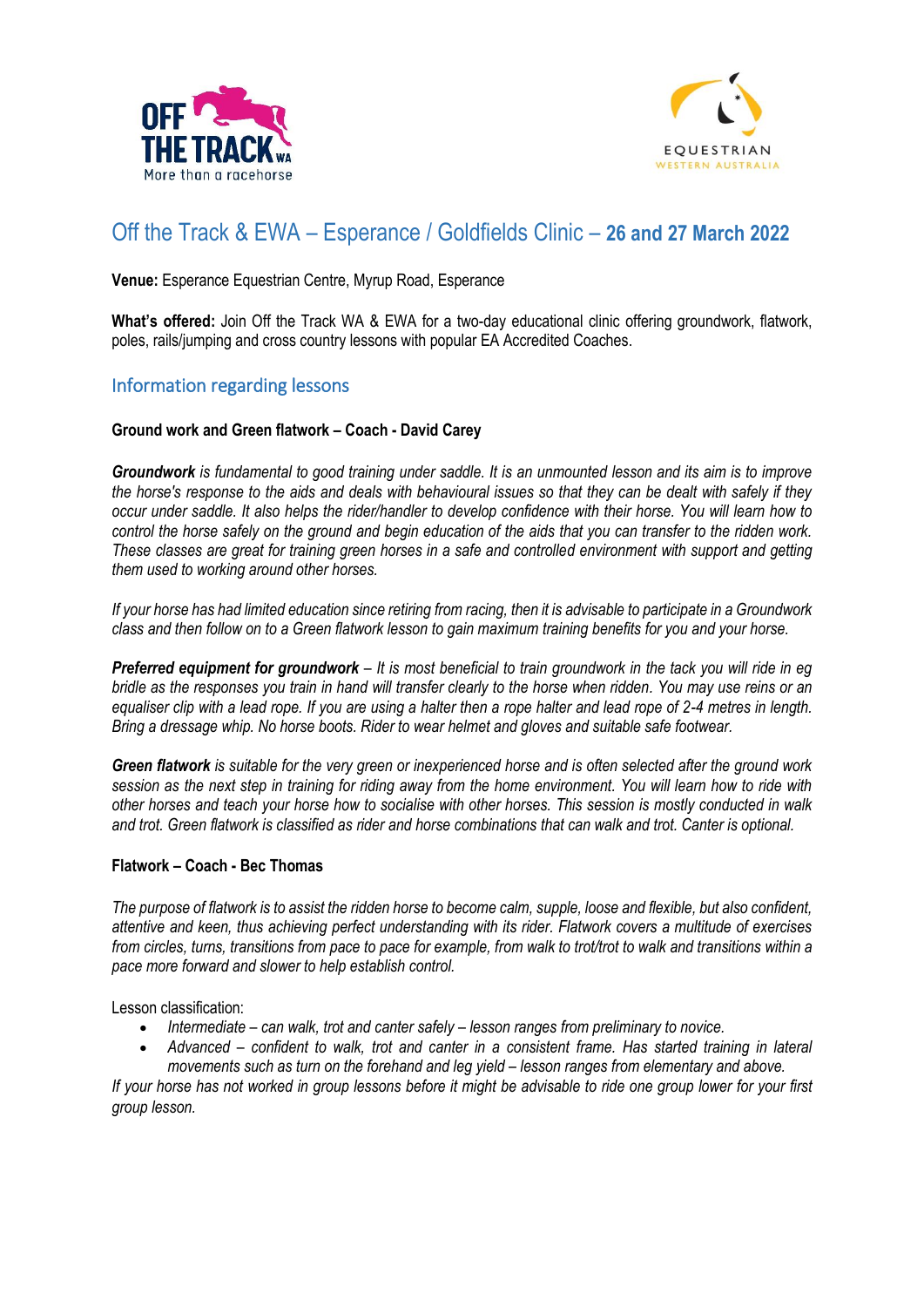# Off the Track & EWA – Esperance / Goldfields Clinic – **26 and 27 March 2022**

**Venue:** Esperance Equestrian Centre, Myrup Road, Esperance

**What's offered:** Join Off the Track WA & EWA for a two-day educational clinic offering groundwork, flatwork, poles, rails/jumping and cross country lessons with popular EA Accredited Coaches.

## Information regarding lessons

### Ground work and Green flatwork – Coach - David Carey

***Groundwork** is fundamental to good training under saddle. It is an unmounted lesson and its aim is to improve the horse's response to the aids and deals with behavioural issues so that they can be dealt with safely if they occur under saddle. It also helps the rider/handler to develop confidence with their horse. You will learn how to control the horse safely on the ground and begin education of the aids that you can transfer to the ridden work. These classes are great for training green horses in a safe and controlled environment with support and getting them used to working around other horses.*

*If your horse has had limited education since retiring from racing, then it is advisable to participate in a Groundwork class and then follow on to a Green flatwork lesson to gain maximum training benefits for you and your horse.*

***Preferred equipment for groundwork** – It is most beneficial to train groundwork in the tack you will ride in eg bridle as the responses you train in hand will transfer clearly to the horse when ridden. You may use reins or an equaliser clip with a lead rope. If you are using a halter then a rope halter and lead rope of 2-4 metres in length. Bring a dressage whip. No horse boots. Rider to wear helmet and gloves and suitable safe footwear.*

***Green flatwork** is suitable for the very green or inexperienced horse and is often selected after the ground work session as the next step in training for riding away from the home environment. You will learn how to ride with other horses and teach your horse how to socialise with other horses. This session is mostly conducted in walk and trot. Green flatwork is classified as rider and horse combinations that can walk and trot. Canter is optional.*

### Flatwork – Coach - Bec Thomas

*The purpose of flatwork is to assist the ridden horse to become calm, supple, loose and flexible, but also confident, attentive and keen, thus achieving perfect understanding with its rider. Flatwork covers a multitude of exercises from circles, turns, transitions from pace to pace for example, from walk to trot/trot to walk and transitions within a pace more forward and slower to help establish control.*

Lesson classification:

- *Intermediate – can walk, trot and canter safely – lesson ranges from preliminary to novice.*
- *Advanced – confident to walk, trot and canter in a consistent frame. Has started training in lateral movements such as turn on the forehand and leg yield – lesson ranges from elementary and above.*

*If your horse has not worked in group lessons before it might be advisable to ride one group lower for your first group lesson.*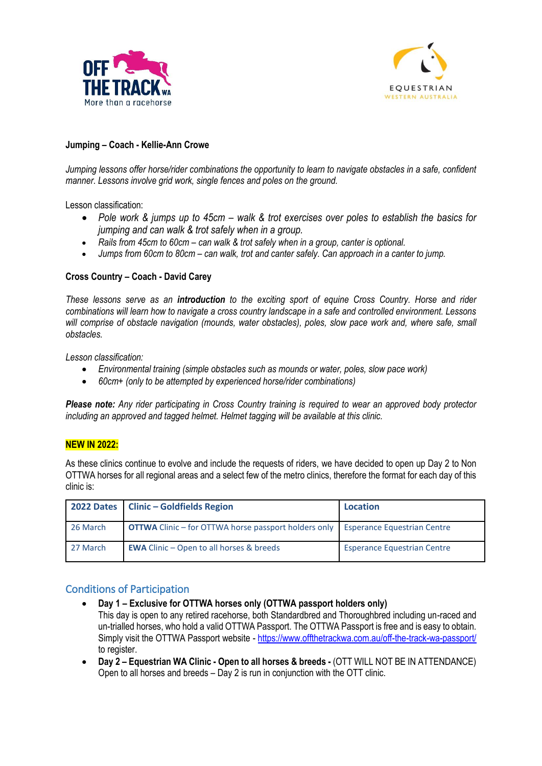**Jumping – Coach - Kellie-Ann Crowe**

*Jumping lessons offer horse/rider combinations the opportunity to learn to navigate obstacles in a safe, confident manner. Lessons involve grid work, single fences and poles on the ground.*

Lesson classification:

- *Pole work & jumps up to 45cm – walk & trot exercises over poles to establish the basics for jumping and can walk & trot safely when in a group.*
- *Rails from 45cm to 60cm – can walk & trot safely when in a group, canter is optional.*
- *Jumps from 60cm to 80cm – can walk, trot and canter safely. Can approach in a canter to jump.*

**Cross Country – Coach - David Carey**

*These lessons serve as an* ***introduction*** *to the exciting sport of equine Cross Country. Horse and rider combinations will learn how to navigate a cross country landscape in a safe and controlled environment. Lessons will comprise of obstacle navigation (mounds, water obstacles), poles, slow pace work and, where safe, small obstacles.*

*Lesson classification:*

- *Environmental training (simple obstacles such as mounds or water, poles, slow pace work)*
- *60cm+ (only to be attempted by experienced horse/rider combinations)*

***Please note:*** *Any rider participating in Cross Country training is required to wear an approved body protector including an approved and tagged helmet. Helmet tagging will be available at this clinic.*

**NEW IN 2022:**

As these clinics continue to evolve and include the requests of riders, we have decided to open up Day 2 to Non OTTWA horses for all regional areas and a select few of the metro clinics, therefore the format for each day of this clinic is:

| 2022 Dates | Clinic – Goldfields Region | Location |
|---|---|---|
| 26 March | **OTTWA** Clinic – for OTTWA horse passport holders only | Esperance Equestrian Centre |
| 27 March | **EWA** Clinic – Open to all horses & breeds | Esperance Equestrian Centre |

## Conditions of Participation

- **Day 1 – Exclusive for OTTWA horses only (OTTWA passport holders only)**
  This day is open to any retired racehorse, both Standardbred and Thoroughbred including un-raced and un-trialled horses, who hold a valid OTTWA Passport. The OTTWA Passport is free and is easy to obtain. Simply visit the OTTWA Passport website - https://www.offthetrackwa.com.au/off-the-track-wa-passport/ to register.
- **Day 2 – Equestrian WA Clinic - Open to all horses & breeds -** (OTT WILL NOT BE IN ATTENDANCE)
  Open to all horses and breeds – Day 2 is run in conjunction with the OTT clinic.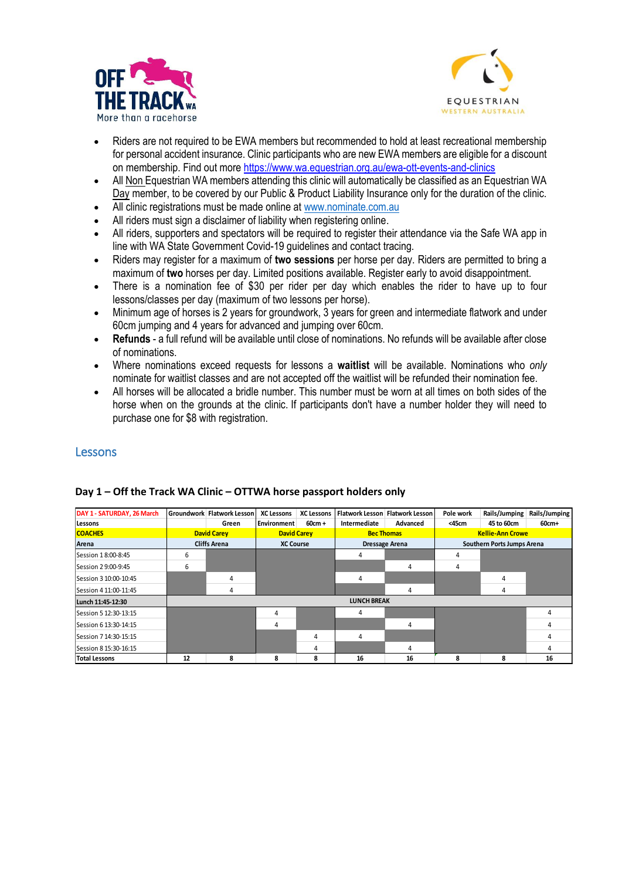- Riders are not required to be EWA members but recommended to hold at least recreational membership for personal accident insurance. Clinic participants who are new EWA members are eligible for a discount on membership. Find out more https://www.wa.equestrian.org.au/ewa-ott-events-and-clinics
- All Non Equestrian WA members attending this clinic will automatically be classified as an Equestrian WA Day member, to be covered by our Public & Product Liability Insurance only for the duration of the clinic.
- All clinic registrations must be made online at www.nominate.com.au
- All riders must sign a disclaimer of liability when registering online.
- All riders, supporters and spectators will be required to register their attendance via the Safe WA app in line with WA State Government Covid-19 guidelines and contact tracing.
- Riders may register for a maximum of **two sessions** per horse per day. Riders are permitted to bring a maximum of **two** horses per day. Limited positions available. Register early to avoid disappointment.
- There is a nomination fee of $30 per rider per day which enables the rider to have up to four lessons/classes per day (maximum of two lessons per horse).
- Minimum age of horses is 2 years for groundwork, 3 years for green and intermediate flatwork and under 60cm jumping and 4 years for advanced and jumping over 60cm.
- **Refunds** - a full refund will be available until close of nominations. No refunds will be available after close of nominations.
- Where nominations exceed requests for lessons a **waitlist** will be available. Nominations who *only* nominate for waitlist classes and are not accepted off the waitlist will be refunded their nomination fee.
- All horses will be allocated a bridle number. This number must be worn at all times on both sides of the horse when on the grounds at the clinic. If participants don't have a number holder they will need to purchase one for $8 with registration.

## Lessons

### Day 1 – Off the Track WA Clinic – OTTWA horse passport holders only

| DAY 1 - SATURDAY, 26 March | Groundwork | Flatwork Lesson | XC Lessons | XC Lessons | Flatwork Lesson | Flatwork Lesson | Pole work | Rails/Jumping | Rails/Jumping |
|---|---|---|---|---|---|---|---|---|---|
| Lessons | | Green | Environment | 60cm + | Intermediate | Advanced | <45cm | 45 to 60cm | 60cm+ |
| COACHES | David Carey | | David Carey | | Bec Thomas | | Kellie-Ann Crowe | | |
| Arena | Cliffs Arena | | XC Course | | Dressage Arena | | Southern Ports Jumps Arena | | |
| Session 1 8:00-8:45 | 6 | | | | 4 | | 4 | | |
| Session 2 9:00-9:45 | 6 | | | | | 4 | 4 | | |
| Session 3 10:00-10:45 | | 4 | | | 4 | | | 4 | |
| Session 4 11:00-11:45 | | 4 | | | | 4 | | 4 | |
| Lunch 11:45-12:30 | LUNCH BREAK | | | | | | | | |
| Session 5 12:30-13:15 | | | 4 | | 4 | | | | 4 |
| Session 6 13:30-14:15 | | | 4 | | | 4 | | | 4 |
| Session 7 14:30-15:15 | | | | 4 | 4 | | | | 4 |
| Session 8 15:30-16:15 | | | | 4 | | 4 | | | 4 |
| Total Lessons | 12 | 8 | 8 | 8 | 16 | 16 | 8 | 8 | 16 |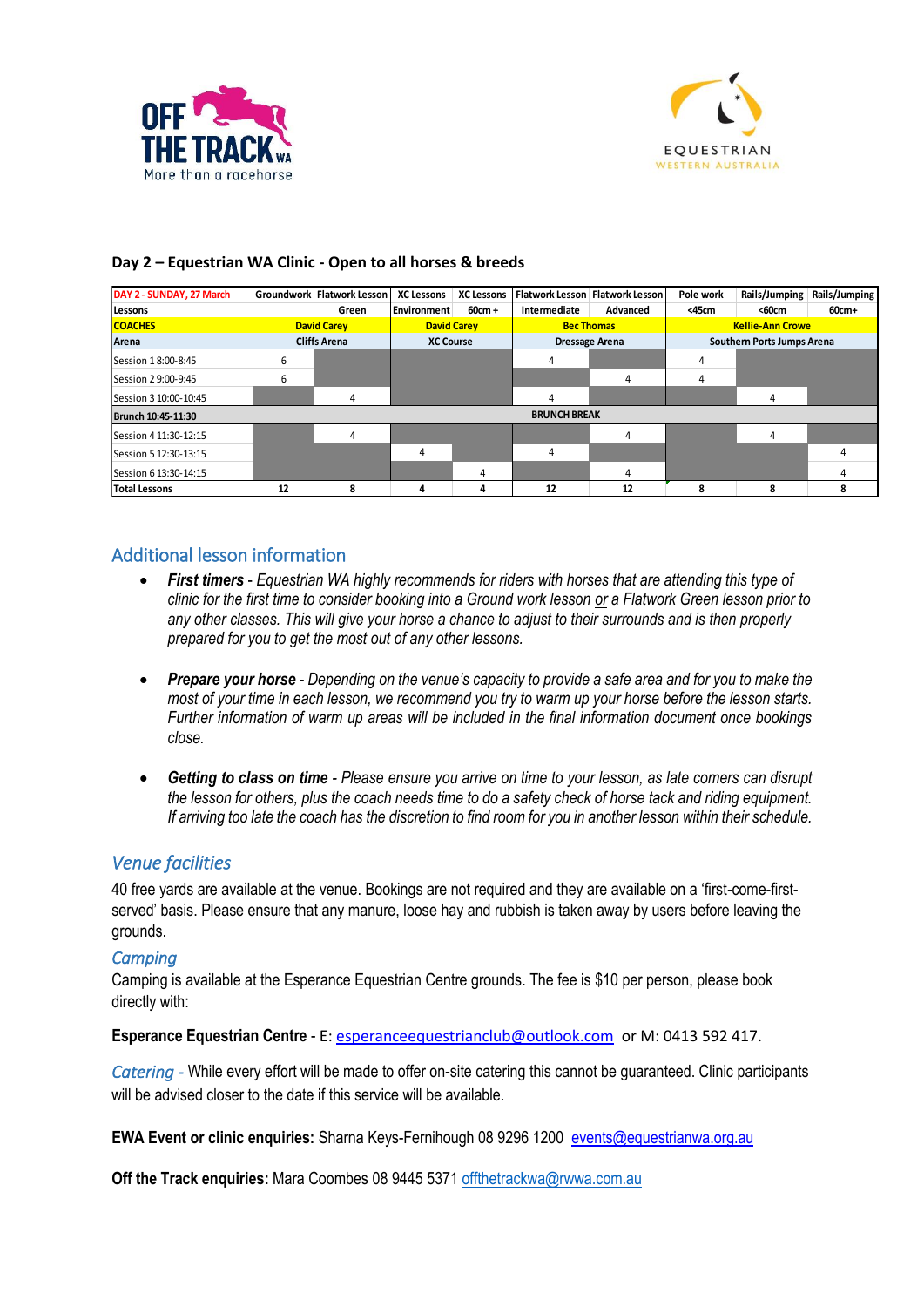## Day 2 – Equestrian WA Clinic - Open to all horses & breeds

| DAY 2 - SUNDAY, 27 March | Groundwork | Flatwork Lesson | XC Lessons | XC Lessons | Flatwork Lesson | Flatwork Lesson | Pole work | Rails/Jumping | Rails/Jumping |
|---|---|---|---|---|---|---|---|---|---|
| Lessons | | Green | Environment | 60cm + | Intermediate | Advanced | <45cm | <60cm | 60cm+ |
| COACHES | David Carey | | David Carey | | Bec Thomas | | Kellie-Ann Crowe | | |
| Arena | Cliffs Arena | | XC Course | | Dressage Arena | | Southern Ports Jumps Arena | | |
| Session 1 8:00-8:45 | 6 | | | | 4 | | 4 | | |
| Session 2 9:00-9:45 | 6 | | | | | 4 | 4 | | |
| Session 3 10:00-10:45 | | 4 | | | 4 | | | 4 | |
| Brunch 10:45-11:30 | BRUNCH BREAK | | | | | | | | |
| Session 4 11:30-12:15 | | 4 | | | | 4 | | 4 | |
| Session 5 12:30-13:15 | | | 4 | | 4 | | | | 4 |
| Session 6 13:30-14:15 | | | | 4 | | 4 | | | 4 |
| Total Lessons | 12 | 8 | 4 | 4 | 12 | 12 | 8 | 8 | 8 |

## Additional lesson information

- ***First timers** - Equestrian WA highly recommends for riders with horses that are attending this type of clinic for the first time to consider booking into a Ground work lesson or a Flatwork Green lesson prior to any other classes. This will give your horse a chance to adjust to their surrounds and is then properly prepared for you to get the most out of any other lessons.*

- ***Prepare your horse** - Depending on the venue's capacity to provide a safe area and for you to make the most of your time in each lesson, we recommend you try to warm up your horse before the lesson starts. Further information of warm up areas will be included in the final information document once bookings close.*

- ***Getting to class on time** - Please ensure you arrive on time to your lesson, as late comers can disrupt the lesson for others, plus the coach needs time to do a safety check of horse tack and riding equipment. If arriving too late the coach has the discretion to find room for you in another lesson within their schedule.*

## *Venue facilities*

40 free yards are available at the venue. Bookings are not required and they are available on a 'first-come-first-served' basis. Please ensure that any manure, loose hay and rubbish is taken away by users before leaving the grounds.

### *Camping*

Camping is available at the Esperance Equestrian Centre grounds. The fee is $10 per person, please book directly with:

**Esperance Equestrian Centre** - E: esperanceequestrianclub@outlook.com or M: 0413 592 417.

*Catering* - While every effort will be made to offer on-site catering this cannot be guaranteed. Clinic participants will be advised closer to the date if this service will be available.

**EWA Event or clinic enquiries:** Sharna Keys-Fernihough 08 9296 1200 events@equestrianwa.org.au

**Off the Track enquiries:** Mara Coombes 08 9445 5371 offthetrackwa@rwwa.com.au